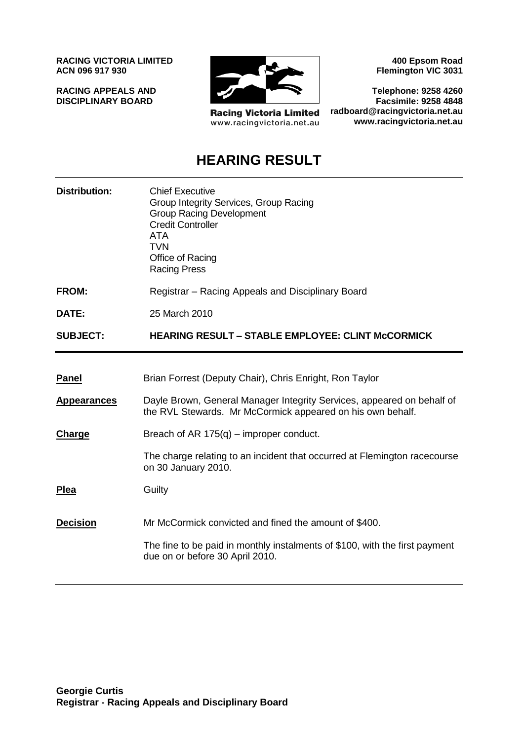**RACING VICTORIA LIMITED**
**ACN 096 917 930**

**RACING APPEALS AND DISCIPLINARY BOARD**

Racing Victoria Limited
www.racingvictoria.net.au

**400 Epsom Road**
**Flemington VIC 3031**

**Telephone: 9258 4260**
**Facsimile: 9258 4848**
**radboard@racingvictoria.net.au**
**www.racingvictoria.net.au**

# HEARING RESULT

| | |
|---|---|
| **Distribution:** | Chief Executive<br>Group Integrity Services, Group Racing<br>Group Racing Development<br>Credit Controller<br>ATA<br>TVN<br>Office of Racing<br>Racing Press |
| **FROM:** | Registrar – Racing Appeals and Disciplinary Board |
| **DATE:** | 25 March 2010 |
| **SUBJECT:** | **HEARING RESULT – STABLE EMPLOYEE: CLINT McCORMICK** |

| | |
|---|---|
| **Panel** | Brian Forrest (Deputy Chair), Chris Enright, Ron Taylor |
| **Appearances** | Dayle Brown, General Manager Integrity Services, appeared on behalf of the RVL Stewards. Mr McCormick appeared on his own behalf. |
| **Charge** | Breach of AR 175(q) – improper conduct.<br><br>The charge relating to an incident that occurred at Flemington racecourse on 30 January 2010. |
| **Plea** | Guilty |
| **Decision** | Mr McCormick convicted and fined the amount of $400.<br><br>The fine to be paid in monthly instalments of $100, with the first payment due on or before 30 April 2010. |

**Georgie Curtis**
**Registrar - Racing Appeals and Disciplinary Board**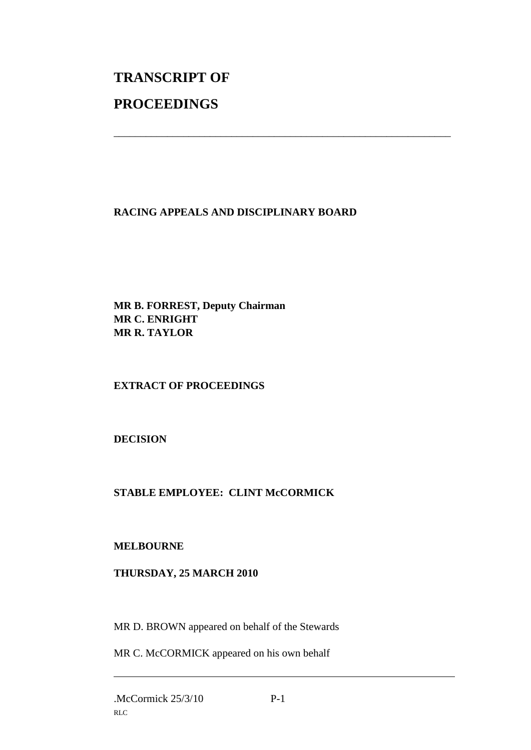# TRANSCRIPT OF

# PROCEEDINGS

---

**RACING APPEALS AND DISCIPLINARY BOARD**

**MR B. FORREST, Deputy Chairman**
**MR C. ENRIGHT**
**MR R. TAYLOR**

**EXTRACT OF PROCEEDINGS**

**DECISION**

**STABLE EMPLOYEE: CLINT McCORMICK**

**MELBOURNE**

**THURSDAY, 25 MARCH 2010**

MR D. BROWN appeared on behalf of the Stewards

MR C. McCORMICK appeared on his own behalf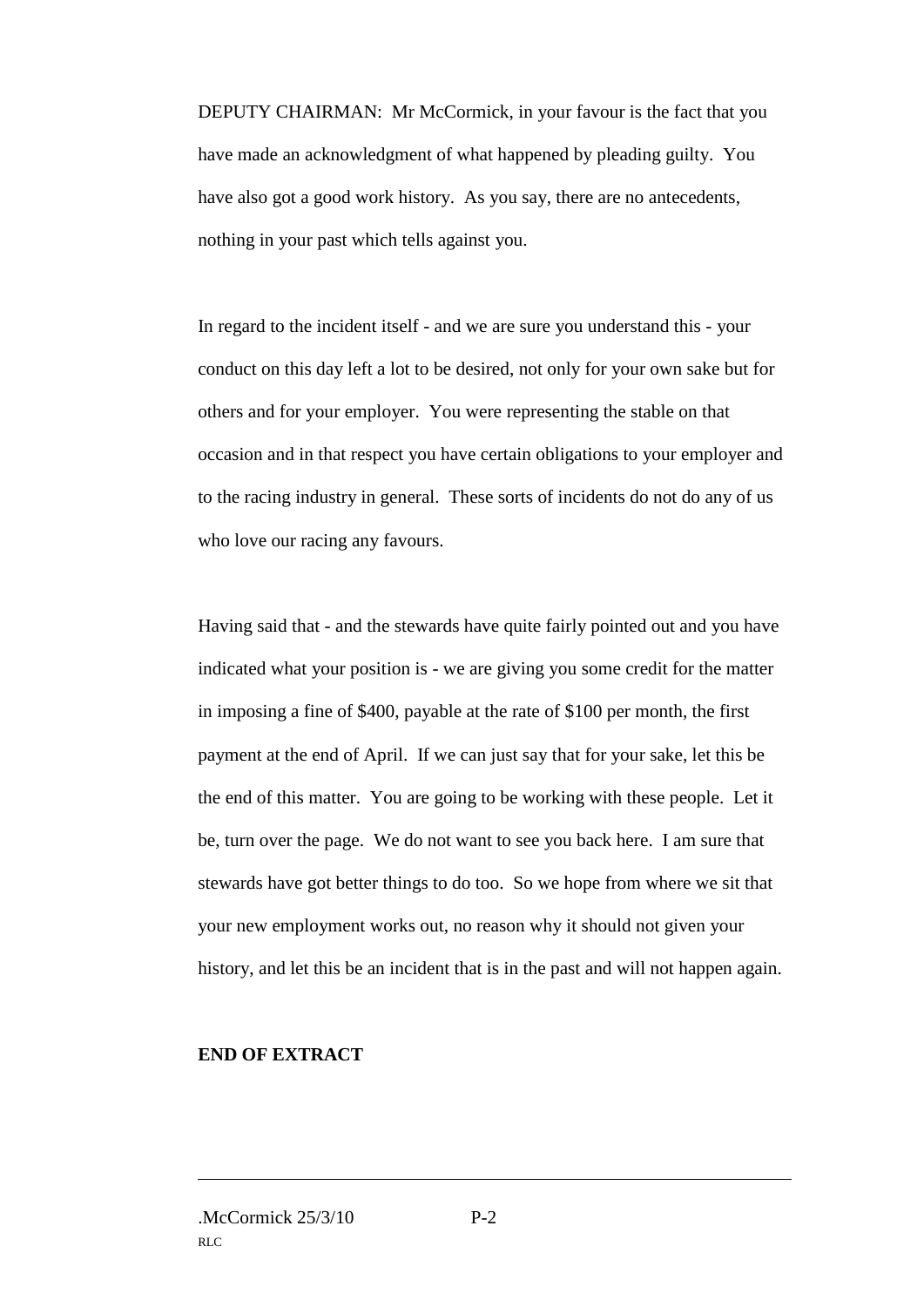DEPUTY CHAIRMAN: Mr McCormick, in your favour is the fact that you have made an acknowledgment of what happened by pleading guilty. You have also got a good work history. As you say, there are no antecedents, nothing in your past which tells against you.

In regard to the incident itself - and we are sure you understand this - your conduct on this day left a lot to be desired, not only for your own sake but for others and for your employer. You were representing the stable on that occasion and in that respect you have certain obligations to your employer and to the racing industry in general. These sorts of incidents do not do any of us who love our racing any favours.

Having said that - and the stewards have quite fairly pointed out and you have indicated what your position is - we are giving you some credit for the matter in imposing a fine of $400, payable at the rate of $100 per month, the first payment at the end of April. If we can just say that for your sake, let this be the end of this matter. You are going to be working with these people. Let it be, turn over the page. We do not want to see you back here. I am sure that stewards have got better things to do too. So we hope from where we sit that your new employment works out, no reason why it should not given your history, and let this be an incident that is in the past and will not happen again.

**END OF EXTRACT**